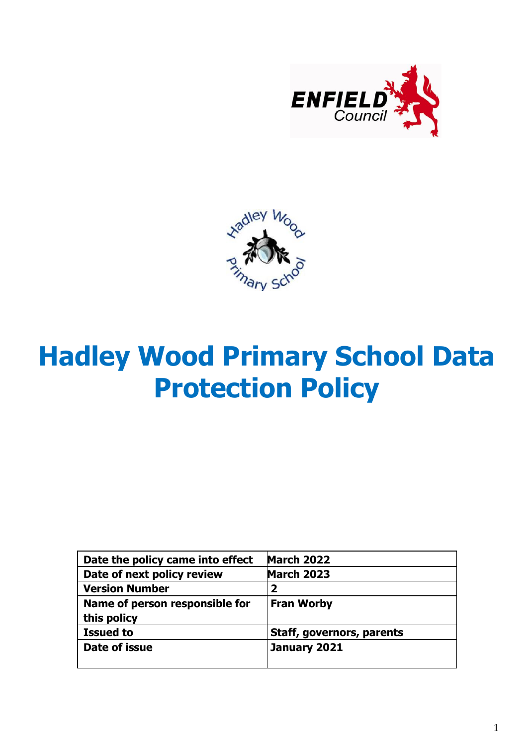# Hadley Wood Primary School Data Protection Policy

| Date the policy came into effect | March 2022 |
| --- | --- |
| Date of next policy review | March 2023 |
| Version Number | 2 |
| Name of person responsible for this policy | Fran Worby |
| Issued to | Staff, governors, parents |
| Date of issue | January 2021 |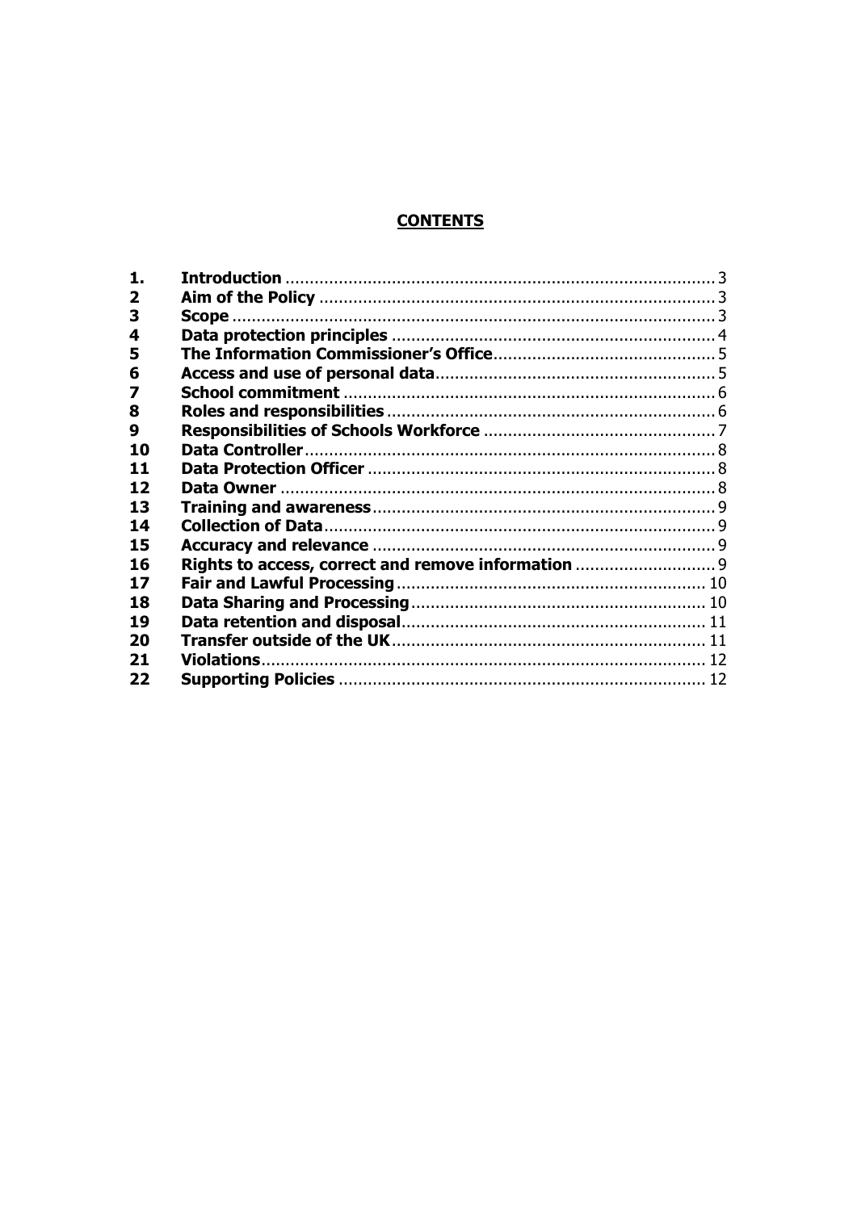## CONTENTS

| | | |
|---|---|---|
| **1.** | **Introduction** | 3 |
| **2** | **Aim of the Policy** | 3 |
| **3** | **Scope** | 3 |
| **4** | **Data protection principles** | 4 |
| **5** | **The Information Commissioner's Office** | 5 |
| **6** | **Access and use of personal data** | 5 |
| **7** | **School commitment** | 6 |
| **8** | **Roles and responsibilities** | 6 |
| **9** | **Responsibilities of Schools Workforce** | 7 |
| **10** | **Data Controller** | 8 |
| **11** | **Data Protection Officer** | 8 |
| **12** | **Data Owner** | 8 |
| **13** | **Training and awareness** | 9 |
| **14** | **Collection of Data** | 9 |
| **15** | **Accuracy and relevance** | 9 |
| **16** | **Rights to access, correct and remove information** | 9 |
| **17** | **Fair and Lawful Processing** | 10 |
| **18** | **Data Sharing and Processing** | 10 |
| **19** | **Data retention and disposal** | 11 |
| **20** | **Transfer outside of the UK** | 11 |
| **21** | **Violations** | 12 |
| **22** | **Supporting Policies** | 12 |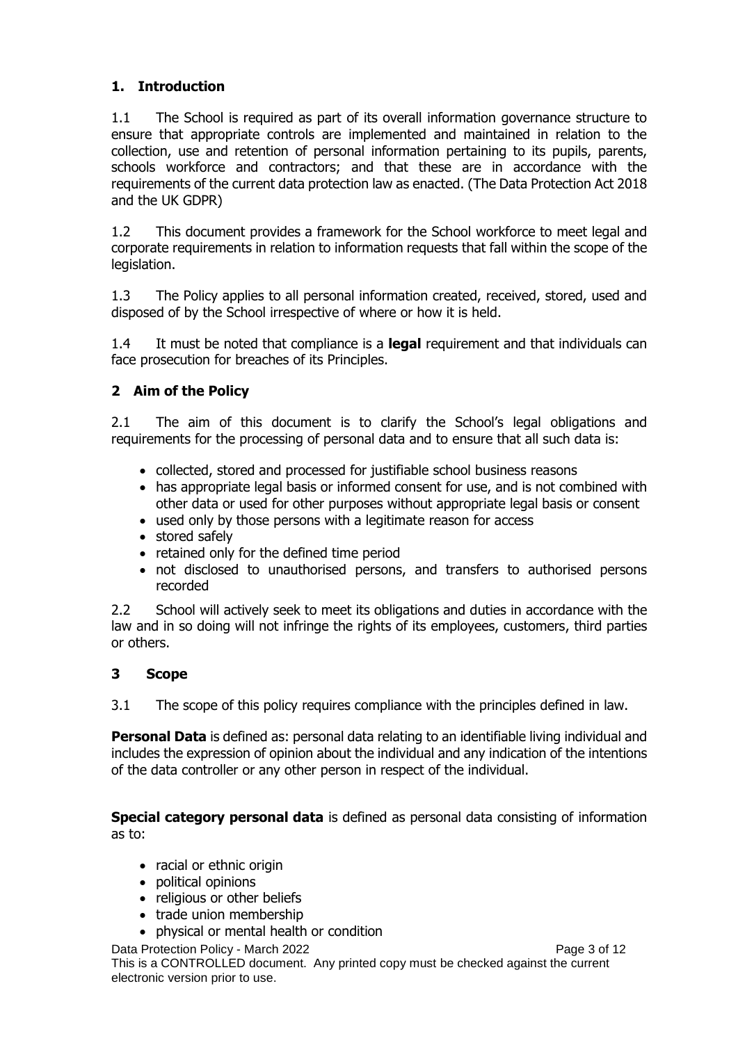## 1. Introduction

1.1 The School is required as part of its overall information governance structure to ensure that appropriate controls are implemented and maintained in relation to the collection, use and retention of personal information pertaining to its pupils, parents, schools workforce and contractors; and that these are in accordance with the requirements of the current data protection law as enacted. (The Data Protection Act 2018 and the UK GDPR)

1.2 This document provides a framework for the School workforce to meet legal and corporate requirements in relation to information requests that fall within the scope of the legislation.

1.3 The Policy applies to all personal information created, received, stored, used and disposed of by the School irrespective of where or how it is held.

1.4 It must be noted that compliance is a **legal** requirement and that individuals can face prosecution for breaches of its Principles.

## 2 Aim of the Policy

2.1 The aim of this document is to clarify the School's legal obligations and requirements for the processing of personal data and to ensure that all such data is:

- collected, stored and processed for justifiable school business reasons
- has appropriate legal basis or informed consent for use, and is not combined with other data or used for other purposes without appropriate legal basis or consent
- used only by those persons with a legitimate reason for access
- stored safely
- retained only for the defined time period
- not disclosed to unauthorised persons, and transfers to authorised persons recorded

2.2 School will actively seek to meet its obligations and duties in accordance with the law and in so doing will not infringe the rights of its employees, customers, third parties or others.

## 3 Scope

3.1 The scope of this policy requires compliance with the principles defined in law.

**Personal Data** is defined as: personal data relating to an identifiable living individual and includes the expression of opinion about the individual and any indication of the intentions of the data controller or any other person in respect of the individual.

**Special category personal data** is defined as personal data consisting of information as to:

- racial or ethnic origin
- political opinions
- religious or other beliefs
- trade union membership
- physical or mental health or condition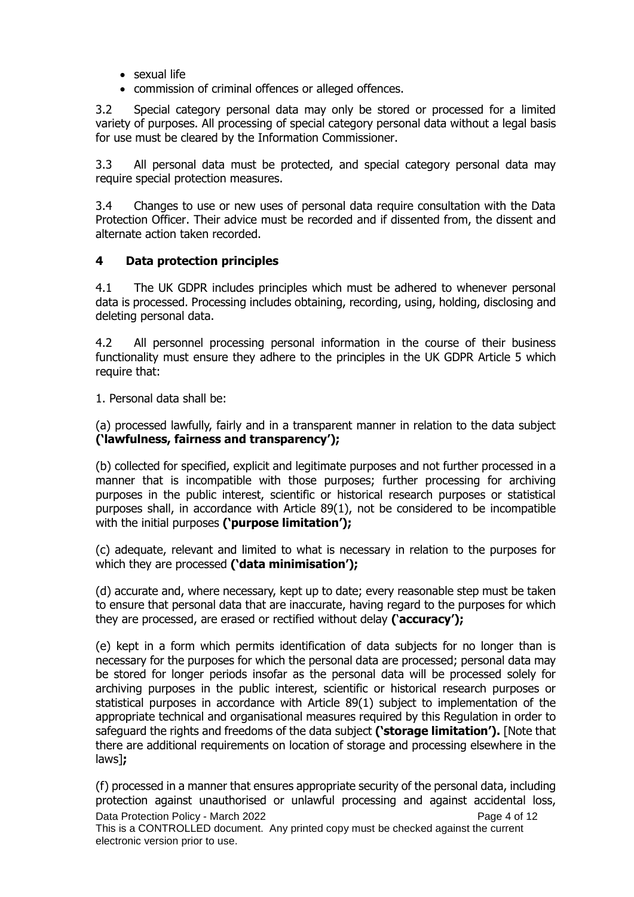- sexual life
- commission of criminal offences or alleged offences.

3.2 Special category personal data may only be stored or processed for a limited variety of purposes. All processing of special category personal data without a legal basis for use must be cleared by the Information Commissioner.

3.3 All personal data must be protected, and special category personal data may require special protection measures.

3.4 Changes to use or new uses of personal data require consultation with the Data Protection Officer. Their advice must be recorded and if dissented from, the dissent and alternate action taken recorded.

## 4 Data protection principles

4.1 The UK GDPR includes principles which must be adhered to whenever personal data is processed. Processing includes obtaining, recording, using, holding, disclosing and deleting personal data.

4.2 All personnel processing personal information in the course of their business functionality must ensure they adhere to the principles in the UK GDPR Article 5 which require that:

1. Personal data shall be:

(a) processed lawfully, fairly and in a transparent manner in relation to the data subject **('lawfulness, fairness and transparency');**

(b) collected for specified, explicit and legitimate purposes and not further processed in a manner that is incompatible with those purposes; further processing for archiving purposes in the public interest, scientific or historical research purposes or statistical purposes shall, in accordance with Article 89(1), not be considered to be incompatible with the initial purposes **('purpose limitation');**

(c) adequate, relevant and limited to what is necessary in relation to the purposes for which they are processed **('data minimisation');**

(d) accurate and, where necessary, kept up to date; every reasonable step must be taken to ensure that personal data that are inaccurate, having regard to the purposes for which they are processed, are erased or rectified without delay **('accuracy');**

(e) kept in a form which permits identification of data subjects for no longer than is necessary for the purposes for which the personal data are processed; personal data may be stored for longer periods insofar as the personal data will be processed solely for archiving purposes in the public interest, scientific or historical research purposes or statistical purposes in accordance with Article 89(1) subject to implementation of the appropriate technical and organisational measures required by this Regulation in order to safeguard the rights and freedoms of the data subject **('storage limitation').** [Note that there are additional requirements on location of storage and processing elsewhere in the laws]**;**

(f) processed in a manner that ensures appropriate security of the personal data, including protection against unauthorised or unlawful processing and against accidental loss,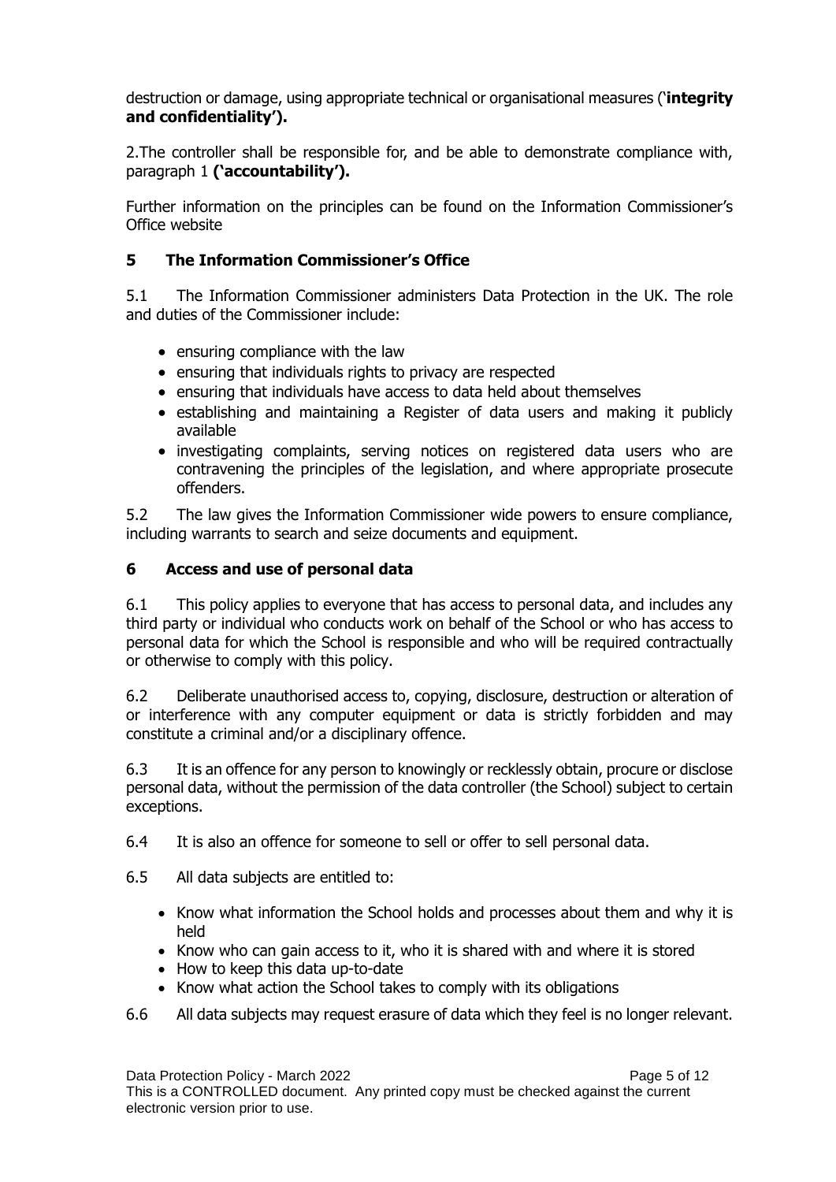destruction or damage, using appropriate technical or organisational measures ('**integrity and confidentiality').**

2.The controller shall be responsible for, and be able to demonstrate compliance with, paragraph 1 **('accountability').**

Further information on the principles can be found on the Information Commissioner's Office website

## 5 The Information Commissioner's Office

5.1 The Information Commissioner administers Data Protection in the UK. The role and duties of the Commissioner include:

- ensuring compliance with the law
- ensuring that individuals rights to privacy are respected
- ensuring that individuals have access to data held about themselves
- establishing and maintaining a Register of data users and making it publicly available
- investigating complaints, serving notices on registered data users who are contravening the principles of the legislation, and where appropriate prosecute offenders.

5.2 The law gives the Information Commissioner wide powers to ensure compliance, including warrants to search and seize documents and equipment.

## 6 Access and use of personal data

6.1 This policy applies to everyone that has access to personal data, and includes any third party or individual who conducts work on behalf of the School or who has access to personal data for which the School is responsible and who will be required contractually or otherwise to comply with this policy.

6.2 Deliberate unauthorised access to, copying, disclosure, destruction or alteration of or interference with any computer equipment or data is strictly forbidden and may constitute a criminal and/or a disciplinary offence.

6.3 It is an offence for any person to knowingly or recklessly obtain, procure or disclose personal data, without the permission of the data controller (the School) subject to certain exceptions.

6.4 It is also an offence for someone to sell or offer to sell personal data.

6.5 All data subjects are entitled to:

- Know what information the School holds and processes about them and why it is held
- Know who can gain access to it, who it is shared with and where it is stored
- How to keep this data up-to-date
- Know what action the School takes to comply with its obligations

6.6 All data subjects may request erasure of data which they feel is no longer relevant.

Data Protection Policy - March 2022

This is a CONTROLLED document. Any printed copy must be checked against the current electronic version prior to use.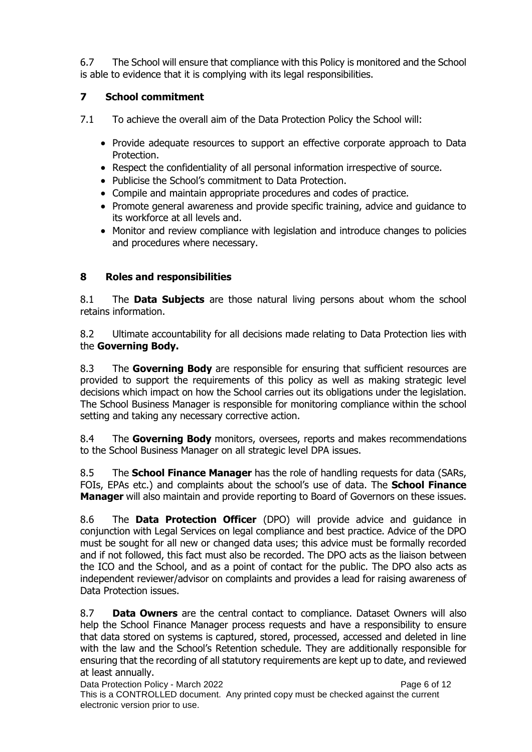6.7 The School will ensure that compliance with this Policy is monitored and the School is able to evidence that it is complying with its legal responsibilities.

## 7 School commitment

7.1 To achieve the overall aim of the Data Protection Policy the School will:

- Provide adequate resources to support an effective corporate approach to Data Protection.
- Respect the confidentiality of all personal information irrespective of source.
- Publicise the School's commitment to Data Protection.
- Compile and maintain appropriate procedures and codes of practice.
- Promote general awareness and provide specific training, advice and guidance to its workforce at all levels and.
- Monitor and review compliance with legislation and introduce changes to policies and procedures where necessary.

## 8 Roles and responsibilities

8.1 The **Data Subjects** are those natural living persons about whom the school retains information.

8.2 Ultimate accountability for all decisions made relating to Data Protection lies with the **Governing Body.**

8.3 The **Governing Body** are responsible for ensuring that sufficient resources are provided to support the requirements of this policy as well as making strategic level decisions which impact on how the School carries out its obligations under the legislation. The School Business Manager is responsible for monitoring compliance within the school setting and taking any necessary corrective action.

8.4 The **Governing Body** monitors, oversees, reports and makes recommendations to the School Business Manager on all strategic level DPA issues.

8.5 The **School Finance Manager** has the role of handling requests for data (SARs, FOIs, EPAs etc.) and complaints about the school's use of data. The **School Finance Manager** will also maintain and provide reporting to Board of Governors on these issues.

8.6 The **Data Protection Officer** (DPO) will provide advice and guidance in conjunction with Legal Services on legal compliance and best practice. Advice of the DPO must be sought for all new or changed data uses; this advice must be formally recorded and if not followed, this fact must also be recorded. The DPO acts as the liaison between the ICO and the School, and as a point of contact for the public. The DPO also acts as independent reviewer/advisor on complaints and provides a lead for raising awareness of Data Protection issues.

8.7 **Data Owners** are the central contact to compliance. Dataset Owners will also help the School Finance Manager process requests and have a responsibility to ensure that data stored on systems is captured, stored, processed, accessed and deleted in line with the law and the School's Retention schedule. They are additionally responsible for ensuring that the recording of all statutory requirements are kept up to date, and reviewed at least annually.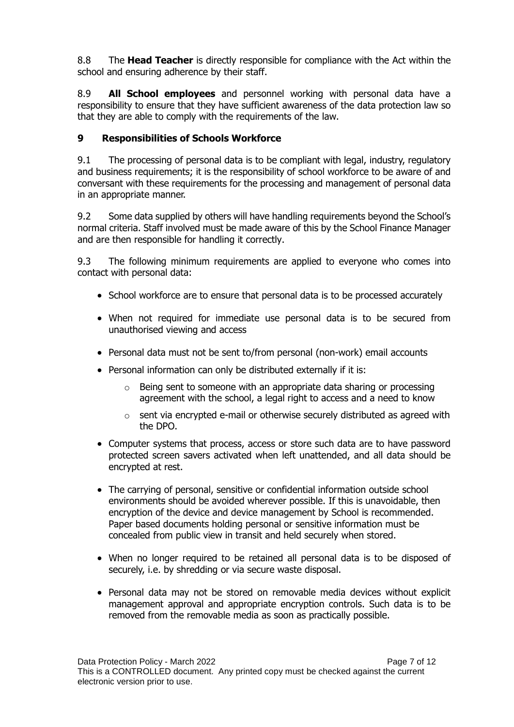8.8 The **Head Teacher** is directly responsible for compliance with the Act within the school and ensuring adherence by their staff.

8.9 **All School employees** and personnel working with personal data have a responsibility to ensure that they have sufficient awareness of the data protection law so that they are able to comply with the requirements of the law.

## 9 Responsibilities of Schools Workforce

9.1 The processing of personal data is to be compliant with legal, industry, regulatory and business requirements; it is the responsibility of school workforce to be aware of and conversant with these requirements for the processing and management of personal data in an appropriate manner.

9.2 Some data supplied by others will have handling requirements beyond the School's normal criteria. Staff involved must be made aware of this by the School Finance Manager and are then responsible for handling it correctly.

9.3 The following minimum requirements are applied to everyone who comes into contact with personal data:

- School workforce are to ensure that personal data is to be processed accurately
- When not required for immediate use personal data is to be secured from unauthorised viewing and access
- Personal data must not be sent to/from personal (non-work) email accounts
- Personal information can only be distributed externally if it is:
  - Being sent to someone with an appropriate data sharing or processing agreement with the school, a legal right to access and a need to know
  - sent via encrypted e-mail or otherwise securely distributed as agreed with the DPO.
- Computer systems that process, access or store such data are to have password protected screen savers activated when left unattended, and all data should be encrypted at rest.
- The carrying of personal, sensitive or confidential information outside school environments should be avoided wherever possible. If this is unavoidable, then encryption of the device and device management by School is recommended. Paper based documents holding personal or sensitive information must be concealed from public view in transit and held securely when stored.
- When no longer required to be retained all personal data is to be disposed of securely, i.e. by shredding or via secure waste disposal.
- Personal data may not be stored on removable media devices without explicit management approval and appropriate encryption controls. Such data is to be removed from the removable media as soon as practically possible.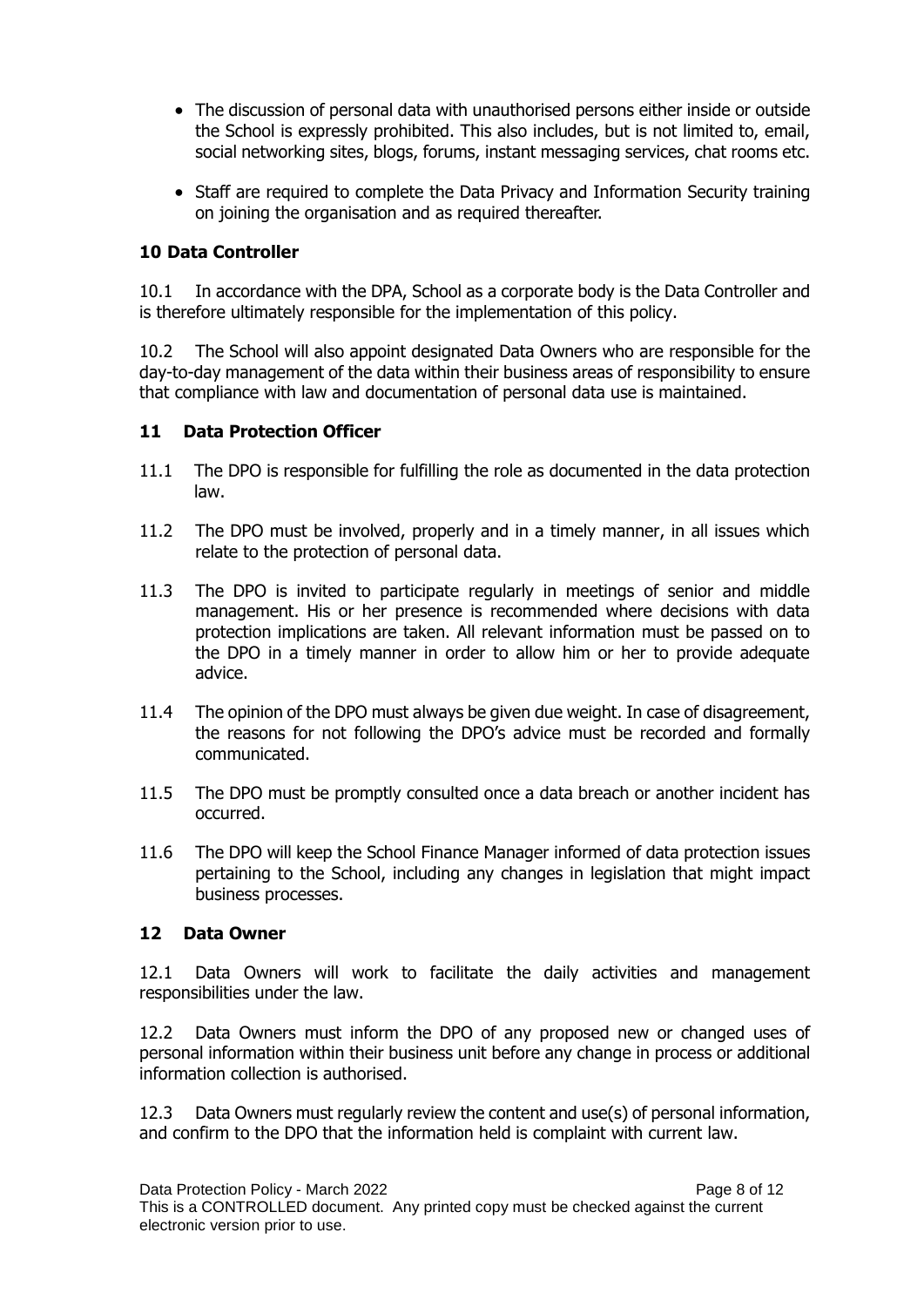- The discussion of personal data with unauthorised persons either inside or outside the School is expressly prohibited. This also includes, but is not limited to, email, social networking sites, blogs, forums, instant messaging services, chat rooms etc.
- Staff are required to complete the Data Privacy and Information Security training on joining the organisation and as required thereafter.

## 10 Data Controller

10.1 In accordance with the DPA, School as a corporate body is the Data Controller and is therefore ultimately responsible for the implementation of this policy.

10.2 The School will also appoint designated Data Owners who are responsible for the day-to-day management of the data within their business areas of responsibility to ensure that compliance with law and documentation of personal data use is maintained.

## 11 Data Protection Officer

11.1 The DPO is responsible for fulfilling the role as documented in the data protection law.

11.2 The DPO must be involved, properly and in a timely manner, in all issues which relate to the protection of personal data.

11.3 The DPO is invited to participate regularly in meetings of senior and middle management. His or her presence is recommended where decisions with data protection implications are taken. All relevant information must be passed on to the DPO in a timely manner in order to allow him or her to provide adequate advice.

11.4 The opinion of the DPO must always be given due weight. In case of disagreement, the reasons for not following the DPO's advice must be recorded and formally communicated.

11.5 The DPO must be promptly consulted once a data breach or another incident has occurred.

11.6 The DPO will keep the School Finance Manager informed of data protection issues pertaining to the School, including any changes in legislation that might impact business processes.

## 12 Data Owner

12.1 Data Owners will work to facilitate the daily activities and management responsibilities under the law.

12.2 Data Owners must inform the DPO of any proposed new or changed uses of personal information within their business unit before any change in process or additional information collection is authorised.

12.3 Data Owners must regularly review the content and use(s) of personal information, and confirm to the DPO that the information held is complaint with current law.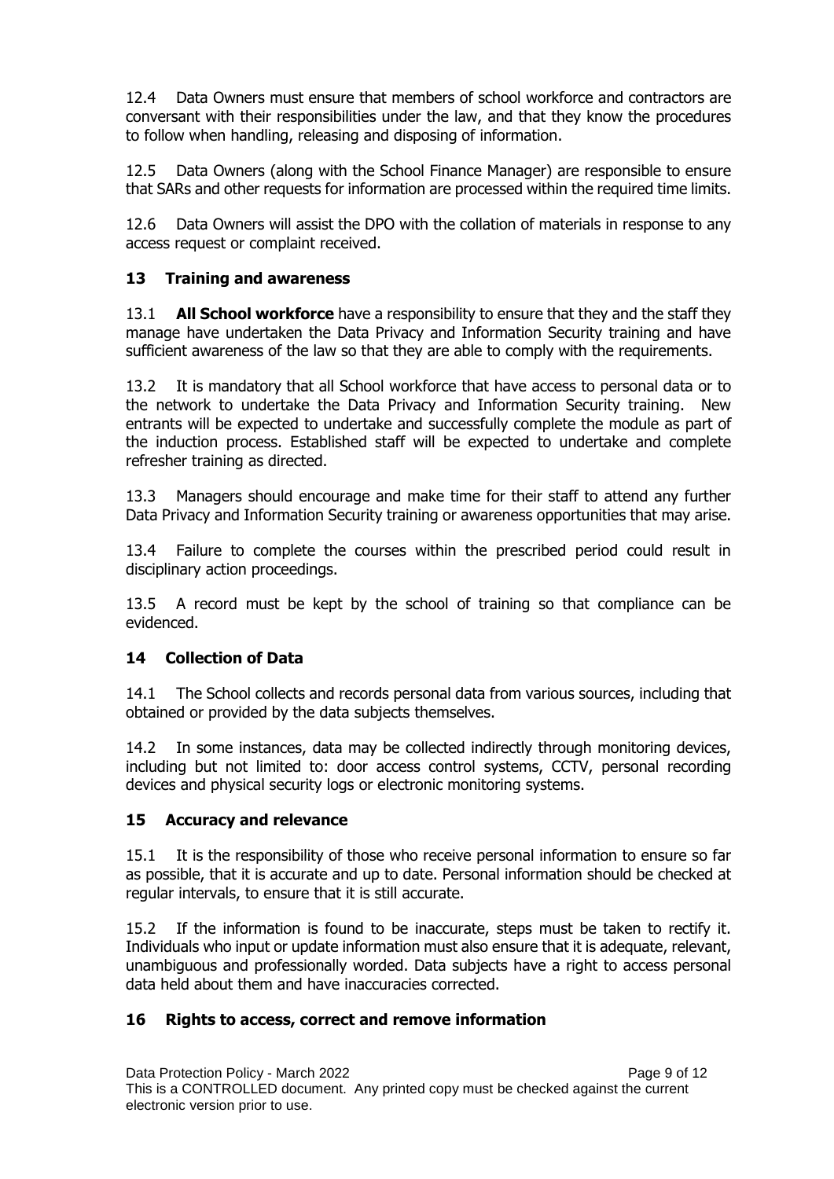12.4 Data Owners must ensure that members of school workforce and contractors are conversant with their responsibilities under the law, and that they know the procedures to follow when handling, releasing and disposing of information.

12.5 Data Owners (along with the School Finance Manager) are responsible to ensure that SARs and other requests for information are processed within the required time limits.

12.6 Data Owners will assist the DPO with the collation of materials in response to any access request or complaint received.

## 13 Training and awareness

13.1 **All School workforce** have a responsibility to ensure that they and the staff they manage have undertaken the Data Privacy and Information Security training and have sufficient awareness of the law so that they are able to comply with the requirements.

13.2 It is mandatory that all School workforce that have access to personal data or to the network to undertake the Data Privacy and Information Security training. New entrants will be expected to undertake and successfully complete the module as part of the induction process. Established staff will be expected to undertake and complete refresher training as directed.

13.3 Managers should encourage and make time for their staff to attend any further Data Privacy and Information Security training or awareness opportunities that may arise.

13.4 Failure to complete the courses within the prescribed period could result in disciplinary action proceedings.

13.5 A record must be kept by the school of training so that compliance can be evidenced.

## 14 Collection of Data

14.1 The School collects and records personal data from various sources, including that obtained or provided by the data subjects themselves.

14.2 In some instances, data may be collected indirectly through monitoring devices, including but not limited to: door access control systems, CCTV, personal recording devices and physical security logs or electronic monitoring systems.

## 15 Accuracy and relevance

15.1 It is the responsibility of those who receive personal information to ensure so far as possible, that it is accurate and up to date. Personal information should be checked at regular intervals, to ensure that it is still accurate.

15.2 If the information is found to be inaccurate, steps must be taken to rectify it. Individuals who input or update information must also ensure that it is adequate, relevant, unambiguous and professionally worded. Data subjects have a right to access personal data held about them and have inaccuracies corrected.

## 16 Rights to access, correct and remove information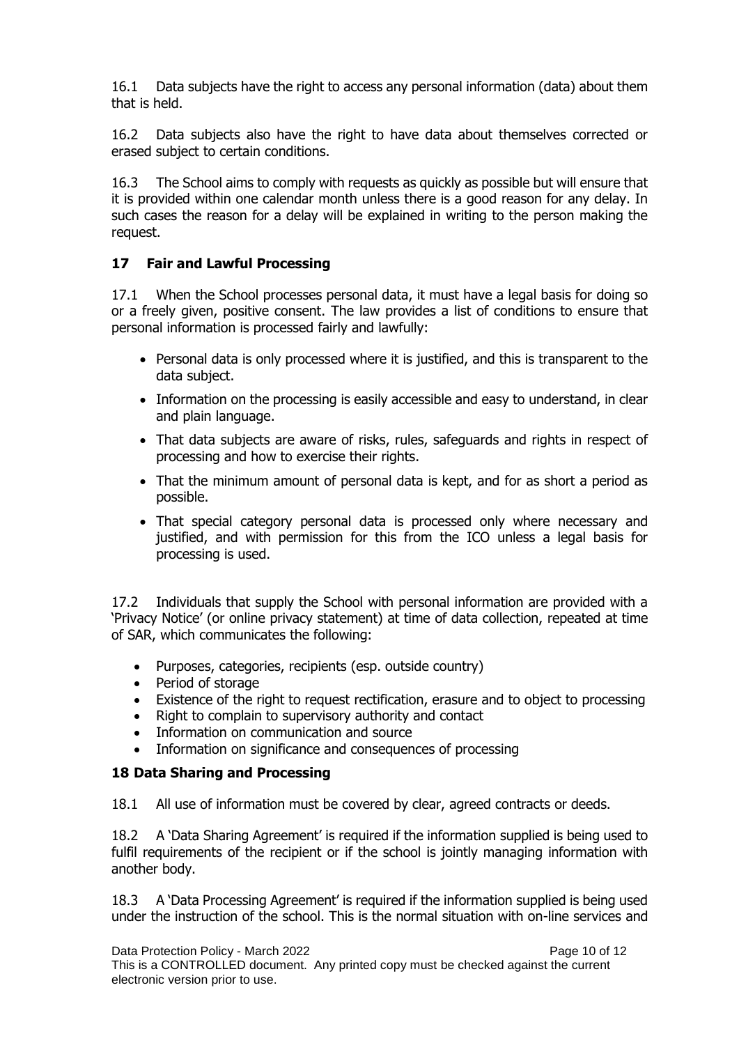16.1 Data subjects have the right to access any personal information (data) about them that is held.

16.2 Data subjects also have the right to have data about themselves corrected or erased subject to certain conditions.

16.3 The School aims to comply with requests as quickly as possible but will ensure that it is provided within one calendar month unless there is a good reason for any delay. In such cases the reason for a delay will be explained in writing to the person making the request.

## 17 Fair and Lawful Processing

17.1 When the School processes personal data, it must have a legal basis for doing so or a freely given, positive consent. The law provides a list of conditions to ensure that personal information is processed fairly and lawfully:

- Personal data is only processed where it is justified, and this is transparent to the data subject.
- Information on the processing is easily accessible and easy to understand, in clear and plain language.
- That data subjects are aware of risks, rules, safeguards and rights in respect of processing and how to exercise their rights.
- That the minimum amount of personal data is kept, and for as short a period as possible.
- That special category personal data is processed only where necessary and justified, and with permission for this from the ICO unless a legal basis for processing is used.

17.2 Individuals that supply the School with personal information are provided with a 'Privacy Notice' (or online privacy statement) at time of data collection, repeated at time of SAR, which communicates the following:

- Purposes, categories, recipients (esp. outside country)
- Period of storage
- Existence of the right to request rectification, erasure and to object to processing
- Right to complain to supervisory authority and contact
- Information on communication and source
- Information on significance and consequences of processing

## 18 Data Sharing and Processing

18.1 All use of information must be covered by clear, agreed contracts or deeds.

18.2 A 'Data Sharing Agreement' is required if the information supplied is being used to fulfil requirements of the recipient or if the school is jointly managing information with another body.

18.3 A 'Data Processing Agreement' is required if the information supplied is being used under the instruction of the school. This is the normal situation with on-line services and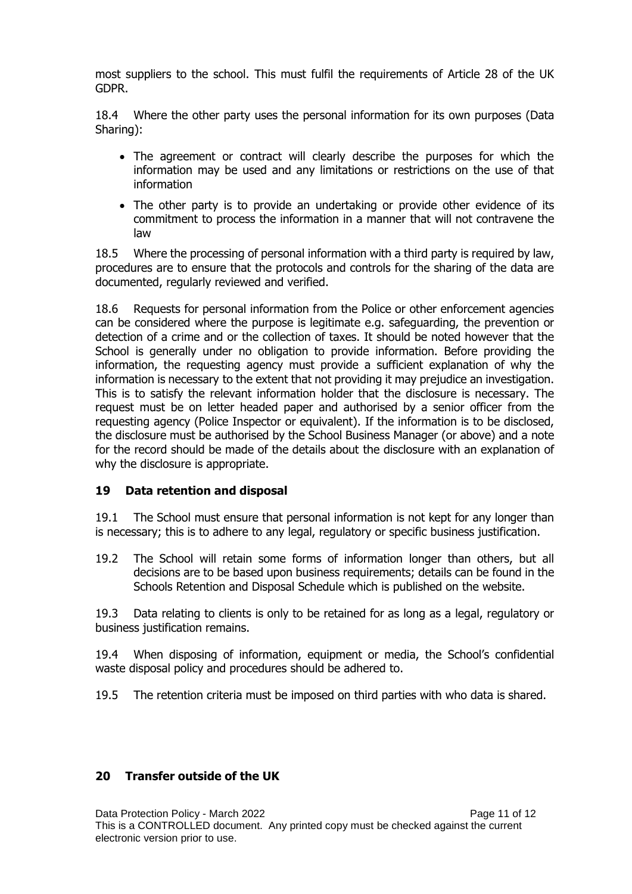most suppliers to the school. This must fulfil the requirements of Article 28 of the UK GDPR.

18.4 Where the other party uses the personal information for its own purposes (Data Sharing):

- The agreement or contract will clearly describe the purposes for which the information may be used and any limitations or restrictions on the use of that information
- The other party is to provide an undertaking or provide other evidence of its commitment to process the information in a manner that will not contravene the law

18.5 Where the processing of personal information with a third party is required by law, procedures are to ensure that the protocols and controls for the sharing of the data are documented, regularly reviewed and verified.

18.6 Requests for personal information from the Police or other enforcement agencies can be considered where the purpose is legitimate e.g. safeguarding, the prevention or detection of a crime and or the collection of taxes. It should be noted however that the School is generally under no obligation to provide information. Before providing the information, the requesting agency must provide a sufficient explanation of why the information is necessary to the extent that not providing it may prejudice an investigation. This is to satisfy the relevant information holder that the disclosure is necessary. The request must be on letter headed paper and authorised by a senior officer from the requesting agency (Police Inspector or equivalent). If the information is to be disclosed, the disclosure must be authorised by the School Business Manager (or above) and a note for the record should be made of the details about the disclosure with an explanation of why the disclosure is appropriate.

## 19 Data retention and disposal

19.1 The School must ensure that personal information is not kept for any longer than is necessary; this is to adhere to any legal, regulatory or specific business justification.

19.2 The School will retain some forms of information longer than others, but all decisions are to be based upon business requirements; details can be found in the Schools Retention and Disposal Schedule which is published on the website.

19.3 Data relating to clients is only to be retained for as long as a legal, regulatory or business justification remains.

19.4 When disposing of information, equipment or media, the School's confidential waste disposal policy and procedures should be adhered to.

19.5 The retention criteria must be imposed on third parties with who data is shared.

## 20 Transfer outside of the UK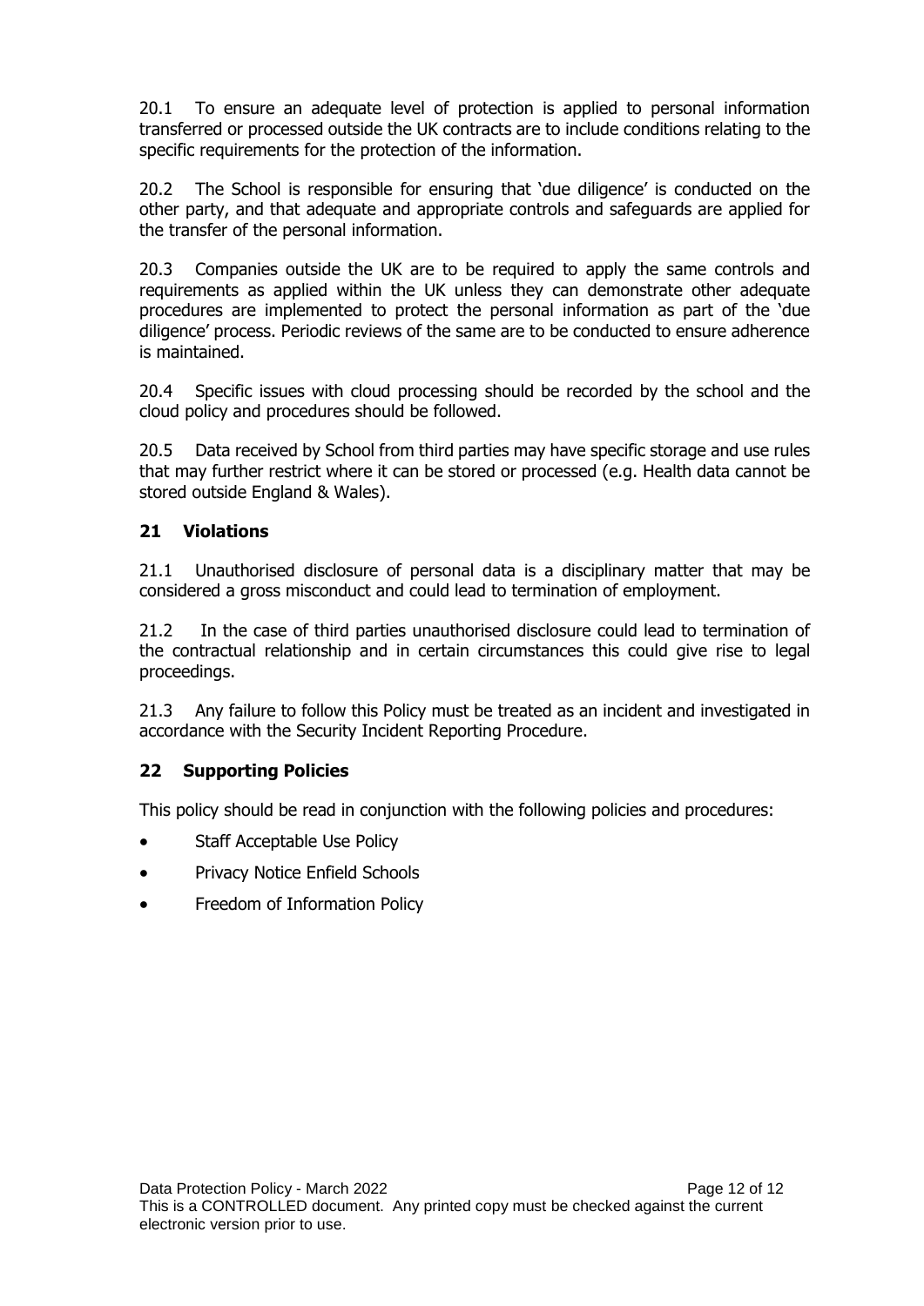20.1 To ensure an adequate level of protection is applied to personal information transferred or processed outside the UK contracts are to include conditions relating to the specific requirements for the protection of the information.

20.2 The School is responsible for ensuring that 'due diligence' is conducted on the other party, and that adequate and appropriate controls and safeguards are applied for the transfer of the personal information.

20.3 Companies outside the UK are to be required to apply the same controls and requirements as applied within the UK unless they can demonstrate other adequate procedures are implemented to protect the personal information as part of the 'due diligence' process. Periodic reviews of the same are to be conducted to ensure adherence is maintained.

20.4 Specific issues with cloud processing should be recorded by the school and the cloud policy and procedures should be followed.

20.5 Data received by School from third parties may have specific storage and use rules that may further restrict where it can be stored or processed (e.g. Health data cannot be stored outside England & Wales).

## 21 Violations

21.1 Unauthorised disclosure of personal data is a disciplinary matter that may be considered a gross misconduct and could lead to termination of employment.

21.2 In the case of third parties unauthorised disclosure could lead to termination of the contractual relationship and in certain circumstances this could give rise to legal proceedings.

21.3 Any failure to follow this Policy must be treated as an incident and investigated in accordance with the Security Incident Reporting Procedure.

## 22 Supporting Policies

This policy should be read in conjunction with the following policies and procedures:

- Staff Acceptable Use Policy
- Privacy Notice Enfield Schools
- Freedom of Information Policy